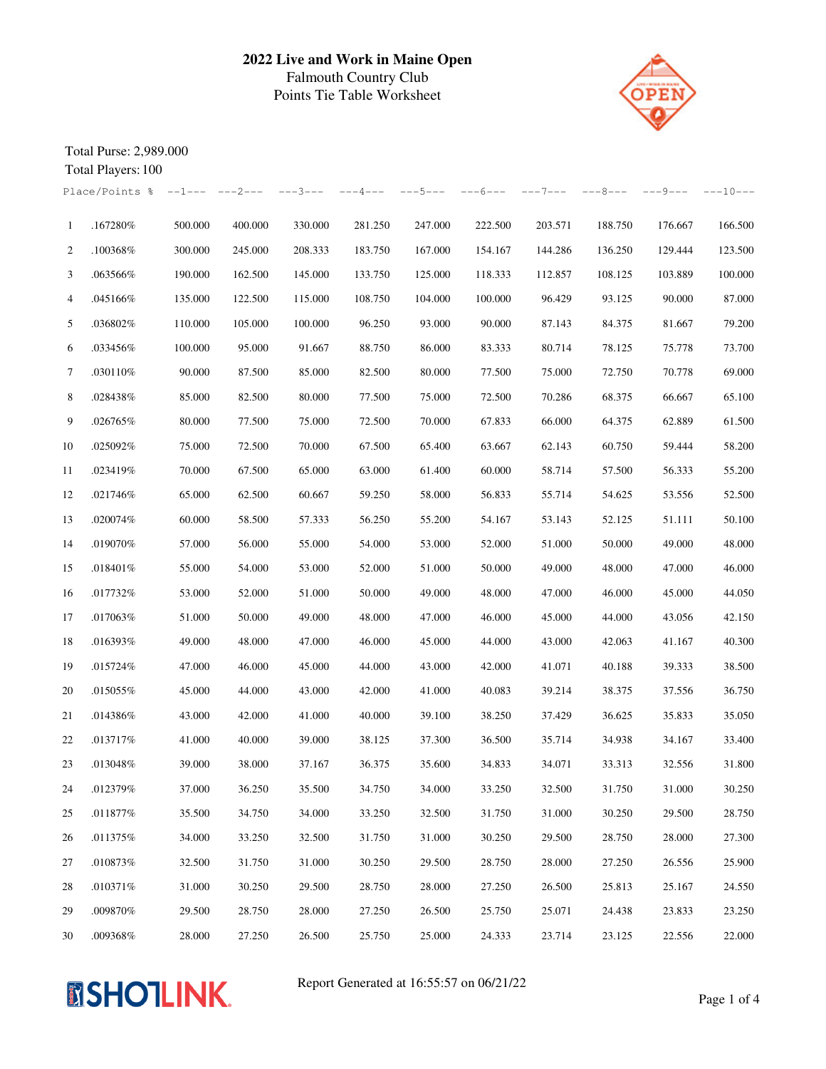# 2022 Live and Work in Maine Open

Falmouth Country Club

Points Tie Table Worksheet

Total Purse: 2,989.000

Total Players: 100

| Place/Points | % | --1--- | ---2--- | ---3--- | ---4--- | ---5--- | ---6--- | ---7--- | ---8--- | ---9--- | ---10--- |
|---|---|---|---|---|---|---|---|---|---|---|---|
| 1 | .167280% | 500.000 | 400.000 | 330.000 | 281.250 | 247.000 | 222.500 | 203.571 | 188.750 | 176.667 | 166.500 |
| 2 | .100368% | 300.000 | 245.000 | 208.333 | 183.750 | 167.000 | 154.167 | 144.286 | 136.250 | 129.444 | 123.500 |
| 3 | .063566% | 190.000 | 162.500 | 145.000 | 133.750 | 125.000 | 118.333 | 112.857 | 108.125 | 103.889 | 100.000 |
| 4 | .045166% | 135.000 | 122.500 | 115.000 | 108.750 | 104.000 | 100.000 | 96.429 | 93.125 | 90.000 | 87.000 |
| 5 | .036802% | 110.000 | 105.000 | 100.000 | 96.250 | 93.000 | 90.000 | 87.143 | 84.375 | 81.667 | 79.200 |
| 6 | .033456% | 100.000 | 95.000 | 91.667 | 88.750 | 86.000 | 83.333 | 80.714 | 78.125 | 75.778 | 73.700 |
| 7 | .030110% | 90.000 | 87.500 | 85.000 | 82.500 | 80.000 | 77.500 | 75.000 | 72.750 | 70.778 | 69.000 |
| 8 | .028438% | 85.000 | 82.500 | 80.000 | 77.500 | 75.000 | 72.500 | 70.286 | 68.375 | 66.667 | 65.100 |
| 9 | .026765% | 80.000 | 77.500 | 75.000 | 72.500 | 70.000 | 67.833 | 66.000 | 64.375 | 62.889 | 61.500 |
| 10 | .025092% | 75.000 | 72.500 | 70.000 | 67.500 | 65.400 | 63.667 | 62.143 | 60.750 | 59.444 | 58.200 |
| 11 | .023419% | 70.000 | 67.500 | 65.000 | 63.000 | 61.400 | 60.000 | 58.714 | 57.500 | 56.333 | 55.200 |
| 12 | .021746% | 65.000 | 62.500 | 60.667 | 59.250 | 58.000 | 56.833 | 55.714 | 54.625 | 53.556 | 52.500 |
| 13 | .020074% | 60.000 | 58.500 | 57.333 | 56.250 | 55.200 | 54.167 | 53.143 | 52.125 | 51.111 | 50.100 |
| 14 | .019070% | 57.000 | 56.000 | 55.000 | 54.000 | 53.000 | 52.000 | 51.000 | 50.000 | 49.000 | 48.000 |
| 15 | .018401% | 55.000 | 54.000 | 53.000 | 52.000 | 51.000 | 50.000 | 49.000 | 48.000 | 47.000 | 46.000 |
| 16 | .017732% | 53.000 | 52.000 | 51.000 | 50.000 | 49.000 | 48.000 | 47.000 | 46.000 | 45.000 | 44.050 |
| 17 | .017063% | 51.000 | 50.000 | 49.000 | 48.000 | 47.000 | 46.000 | 45.000 | 44.000 | 43.056 | 42.150 |
| 18 | .016393% | 49.000 | 48.000 | 47.000 | 46.000 | 45.000 | 44.000 | 43.000 | 42.063 | 41.167 | 40.300 |
| 19 | .015724% | 47.000 | 46.000 | 45.000 | 44.000 | 43.000 | 42.000 | 41.071 | 40.188 | 39.333 | 38.500 |
| 20 | .015055% | 45.000 | 44.000 | 43.000 | 42.000 | 41.000 | 40.083 | 39.214 | 38.375 | 37.556 | 36.750 |
| 21 | .014386% | 43.000 | 42.000 | 41.000 | 40.000 | 39.100 | 38.250 | 37.429 | 36.625 | 35.833 | 35.050 |
| 22 | .013717% | 41.000 | 40.000 | 39.000 | 38.125 | 37.300 | 36.500 | 35.714 | 34.938 | 34.167 | 33.400 |
| 23 | .013048% | 39.000 | 38.000 | 37.167 | 36.375 | 35.600 | 34.833 | 34.071 | 33.313 | 32.556 | 31.800 |
| 24 | .012379% | 37.000 | 36.250 | 35.500 | 34.750 | 34.000 | 33.250 | 32.500 | 31.750 | 31.000 | 30.250 |
| 25 | .011877% | 35.500 | 34.750 | 34.000 | 33.250 | 32.500 | 31.750 | 31.000 | 30.250 | 29.500 | 28.750 |
| 26 | .011375% | 34.000 | 33.250 | 32.500 | 31.750 | 31.000 | 30.250 | 29.500 | 28.750 | 28.000 | 27.300 |
| 27 | .010873% | 32.500 | 31.750 | 31.000 | 30.250 | 29.500 | 28.750 | 28.000 | 27.250 | 26.556 | 25.900 |
| 28 | .010371% | 31.000 | 30.250 | 29.500 | 28.750 | 28.000 | 27.250 | 26.500 | 25.813 | 25.167 | 24.550 |
| 29 | .009870% | 29.500 | 28.750 | 28.000 | 27.250 | 26.500 | 25.750 | 25.071 | 24.438 | 23.833 | 23.250 |
| 30 | .009368% | 28.000 | 27.250 | 26.500 | 25.750 | 25.000 | 24.333 | 23.714 | 23.125 | 22.556 | 22.000 |

Report Generated at 16:55:57 on 06/21/22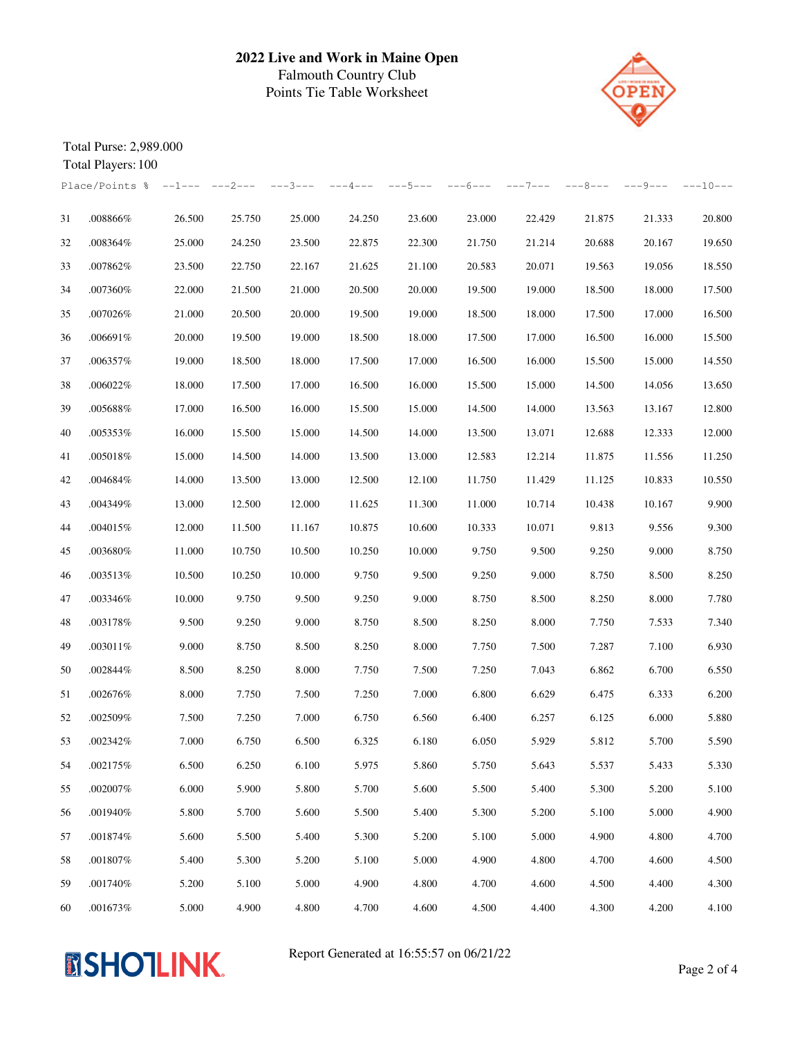**2022 Live and Work in Maine Open**
Falmouth Country Club
Points Tie Table Worksheet

Total Purse: 2,989.000
Total Players: 100

| Place/Points | % | ---1--- | ---2--- | ---3--- | ---4--- | ---5--- | ---6--- | ---7--- | ---8--- | ---9--- | ---10--- |
|---|---|---|---|---|---|---|---|---|---|---|---|
| 31 | .008866% | 26.500 | 25.750 | 25.000 | 24.250 | 23.600 | 23.000 | 22.429 | 21.875 | 21.333 | 20.800 |
| 32 | .008364% | 25.000 | 24.250 | 23.500 | 22.875 | 22.300 | 21.750 | 21.214 | 20.688 | 20.167 | 19.650 |
| 33 | .007862% | 23.500 | 22.750 | 22.167 | 21.625 | 21.100 | 20.583 | 20.071 | 19.563 | 19.056 | 18.550 |
| 34 | .007360% | 22.000 | 21.500 | 21.000 | 20.500 | 20.000 | 19.500 | 19.000 | 18.500 | 18.000 | 17.500 |
| 35 | .007026% | 21.000 | 20.500 | 20.000 | 19.500 | 19.000 | 18.500 | 18.000 | 17.500 | 17.000 | 16.500 |
| 36 | .006691% | 20.000 | 19.500 | 19.000 | 18.500 | 18.000 | 17.500 | 17.000 | 16.500 | 16.000 | 15.500 |
| 37 | .006357% | 19.000 | 18.500 | 18.000 | 17.500 | 17.000 | 16.500 | 16.000 | 15.500 | 15.000 | 14.550 |
| 38 | .006022% | 18.000 | 17.500 | 17.000 | 16.500 | 16.000 | 15.500 | 15.000 | 14.500 | 14.056 | 13.650 |
| 39 | .005688% | 17.000 | 16.500 | 16.000 | 15.500 | 15.000 | 14.500 | 14.000 | 13.563 | 13.167 | 12.800 |
| 40 | .005353% | 16.000 | 15.500 | 15.000 | 14.500 | 14.000 | 13.500 | 13.071 | 12.688 | 12.333 | 12.000 |
| 41 | .005018% | 15.000 | 14.500 | 14.000 | 13.500 | 13.000 | 12.583 | 12.214 | 11.875 | 11.556 | 11.250 |
| 42 | .004684% | 14.000 | 13.500 | 13.000 | 12.500 | 12.100 | 11.750 | 11.429 | 11.125 | 10.833 | 10.550 |
| 43 | .004349% | 13.000 | 12.500 | 12.000 | 11.625 | 11.300 | 11.000 | 10.714 | 10.438 | 10.167 | 9.900 |
| 44 | .004015% | 12.000 | 11.500 | 11.167 | 10.875 | 10.600 | 10.333 | 10.071 | 9.813 | 9.556 | 9.300 |
| 45 | .003680% | 11.000 | 10.750 | 10.500 | 10.250 | 10.000 | 9.750 | 9.500 | 9.250 | 9.000 | 8.750 |
| 46 | .003513% | 10.500 | 10.250 | 10.000 | 9.750 | 9.500 | 9.250 | 9.000 | 8.750 | 8.500 | 8.250 |
| 47 | .003346% | 10.000 | 9.750 | 9.500 | 9.250 | 9.000 | 8.750 | 8.500 | 8.250 | 8.000 | 7.780 |
| 48 | .003178% | 9.500 | 9.250 | 9.000 | 8.750 | 8.500 | 8.250 | 8.000 | 7.750 | 7.533 | 7.340 |
| 49 | .003011% | 9.000 | 8.750 | 8.500 | 8.250 | 8.000 | 7.750 | 7.500 | 7.287 | 7.100 | 6.930 |
| 50 | .002844% | 8.500 | 8.250 | 8.000 | 7.750 | 7.500 | 7.250 | 7.043 | 6.862 | 6.700 | 6.550 |
| 51 | .002676% | 8.000 | 7.750 | 7.500 | 7.250 | 7.000 | 6.800 | 6.629 | 6.475 | 6.333 | 6.200 |
| 52 | .002509% | 7.500 | 7.250 | 7.000 | 6.750 | 6.560 | 6.400 | 6.257 | 6.125 | 6.000 | 5.880 |
| 53 | .002342% | 7.000 | 6.750 | 6.500 | 6.325 | 6.180 | 6.050 | 5.929 | 5.812 | 5.700 | 5.590 |
| 54 | .002175% | 6.500 | 6.250 | 6.100 | 5.975 | 5.860 | 5.750 | 5.643 | 5.537 | 5.433 | 5.330 |
| 55 | .002007% | 6.000 | 5.900 | 5.800 | 5.700 | 5.600 | 5.500 | 5.400 | 5.300 | 5.200 | 5.100 |
| 56 | .001940% | 5.800 | 5.700 | 5.600 | 5.500 | 5.400 | 5.300 | 5.200 | 5.100 | 5.000 | 4.900 |
| 57 | .001874% | 5.600 | 5.500 | 5.400 | 5.300 | 5.200 | 5.100 | 5.000 | 4.900 | 4.800 | 4.700 |
| 58 | .001807% | 5.400 | 5.300 | 5.200 | 5.100 | 5.000 | 4.900 | 4.800 | 4.700 | 4.600 | 4.500 |
| 59 | .001740% | 5.200 | 5.100 | 5.000 | 4.900 | 4.800 | 4.700 | 4.600 | 4.500 | 4.400 | 4.300 |
| 60 | .001673% | 5.000 | 4.900 | 4.800 | 4.700 | 4.600 | 4.500 | 4.400 | 4.300 | 4.200 | 4.100 |

Report Generated at 16:55:57 on 06/21/22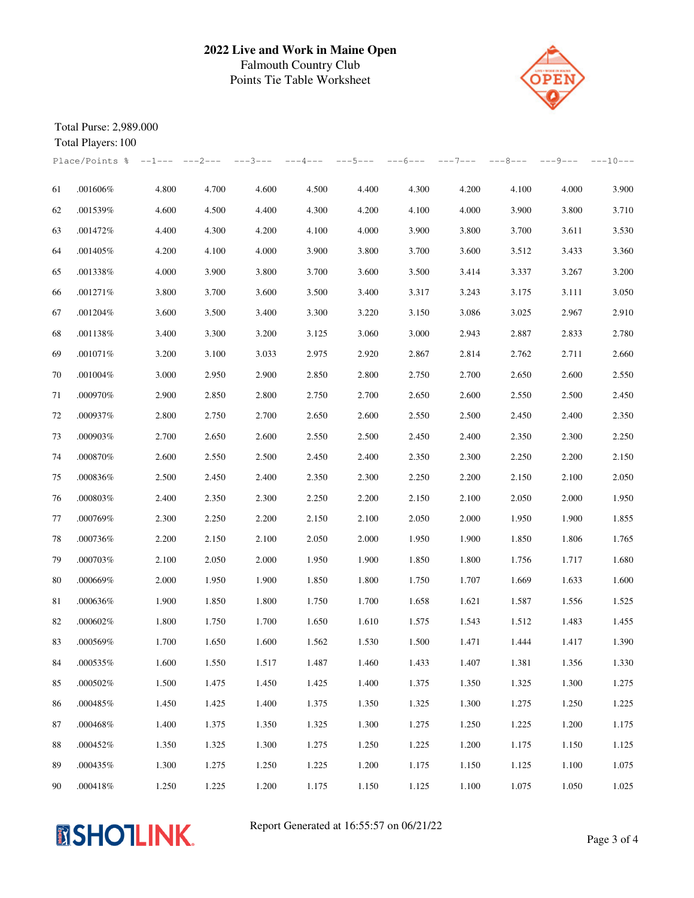**2022 Live and Work in Maine Open**
Falmouth Country Club
Points Tie Table Worksheet

Total Purse: 2,989.000
Total Players: 100

| Place | Points % | 1 | 2 | 3 | 4 | 5 | 6 | 7 | 8 | 9 | 10 |
|---|---|---|---|---|---|---|---|---|---|---|---|
| 61 | .001606% | 4.800 | 4.700 | 4.600 | 4.500 | 4.400 | 4.300 | 4.200 | 4.100 | 4.000 | 3.900 |
| 62 | .001539% | 4.600 | 4.500 | 4.400 | 4.300 | 4.200 | 4.100 | 4.000 | 3.900 | 3.800 | 3.710 |
| 63 | .001472% | 4.400 | 4.300 | 4.200 | 4.100 | 4.000 | 3.900 | 3.800 | 3.700 | 3.611 | 3.530 |
| 64 | .001405% | 4.200 | 4.100 | 4.000 | 3.900 | 3.800 | 3.700 | 3.600 | 3.512 | 3.433 | 3.360 |
| 65 | .001338% | 4.000 | 3.900 | 3.800 | 3.700 | 3.600 | 3.500 | 3.414 | 3.337 | 3.267 | 3.200 |
| 66 | .001271% | 3.800 | 3.700 | 3.600 | 3.500 | 3.400 | 3.317 | 3.243 | 3.175 | 3.111 | 3.050 |
| 67 | .001204% | 3.600 | 3.500 | 3.400 | 3.300 | 3.220 | 3.150 | 3.086 | 3.025 | 2.967 | 2.910 |
| 68 | .001138% | 3.400 | 3.300 | 3.200 | 3.125 | 3.060 | 3.000 | 2.943 | 2.887 | 2.833 | 2.780 |
| 69 | .001071% | 3.200 | 3.100 | 3.033 | 2.975 | 2.920 | 2.867 | 2.814 | 2.762 | 2.711 | 2.660 |
| 70 | .001004% | 3.000 | 2.950 | 2.900 | 2.850 | 2.800 | 2.750 | 2.700 | 2.650 | 2.600 | 2.550 |
| 71 | .000970% | 2.900 | 2.850 | 2.800 | 2.750 | 2.700 | 2.650 | 2.600 | 2.550 | 2.500 | 2.450 |
| 72 | .000937% | 2.800 | 2.750 | 2.700 | 2.650 | 2.600 | 2.550 | 2.500 | 2.450 | 2.400 | 2.350 |
| 73 | .000903% | 2.700 | 2.650 | 2.600 | 2.550 | 2.500 | 2.450 | 2.400 | 2.350 | 2.300 | 2.250 |
| 74 | .000870% | 2.600 | 2.550 | 2.500 | 2.450 | 2.400 | 2.350 | 2.300 | 2.250 | 2.200 | 2.150 |
| 75 | .000836% | 2.500 | 2.450 | 2.400 | 2.350 | 2.300 | 2.250 | 2.200 | 2.150 | 2.100 | 2.050 |
| 76 | .000803% | 2.400 | 2.350 | 2.300 | 2.250 | 2.200 | 2.150 | 2.100 | 2.050 | 2.000 | 1.950 |
| 77 | .000769% | 2.300 | 2.250 | 2.200 | 2.150 | 2.100 | 2.050 | 2.000 | 1.950 | 1.900 | 1.855 |
| 78 | .000736% | 2.200 | 2.150 | 2.100 | 2.050 | 2.000 | 1.950 | 1.900 | 1.850 | 1.806 | 1.765 |
| 79 | .000703% | 2.100 | 2.050 | 2.000 | 1.950 | 1.900 | 1.850 | 1.800 | 1.756 | 1.717 | 1.680 |
| 80 | .000669% | 2.000 | 1.950 | 1.900 | 1.850 | 1.800 | 1.750 | 1.707 | 1.669 | 1.633 | 1.600 |
| 81 | .000636% | 1.900 | 1.850 | 1.800 | 1.750 | 1.700 | 1.658 | 1.621 | 1.587 | 1.556 | 1.525 |
| 82 | .000602% | 1.800 | 1.750 | 1.700 | 1.650 | 1.610 | 1.575 | 1.543 | 1.512 | 1.483 | 1.455 |
| 83 | .000569% | 1.700 | 1.650 | 1.600 | 1.562 | 1.530 | 1.500 | 1.471 | 1.444 | 1.417 | 1.390 |
| 84 | .000535% | 1.600 | 1.550 | 1.517 | 1.487 | 1.460 | 1.433 | 1.407 | 1.381 | 1.356 | 1.330 |
| 85 | .000502% | 1.500 | 1.475 | 1.450 | 1.425 | 1.400 | 1.375 | 1.350 | 1.325 | 1.300 | 1.275 |
| 86 | .000485% | 1.450 | 1.425 | 1.400 | 1.375 | 1.350 | 1.325 | 1.300 | 1.275 | 1.250 | 1.225 |
| 87 | .000468% | 1.400 | 1.375 | 1.350 | 1.325 | 1.300 | 1.275 | 1.250 | 1.225 | 1.200 | 1.175 |
| 88 | .000452% | 1.350 | 1.325 | 1.300 | 1.275 | 1.250 | 1.225 | 1.200 | 1.175 | 1.150 | 1.125 |
| 89 | .000435% | 1.300 | 1.275 | 1.250 | 1.225 | 1.200 | 1.175 | 1.150 | 1.125 | 1.100 | 1.075 |
| 90 | .000418% | 1.250 | 1.225 | 1.200 | 1.175 | 1.150 | 1.125 | 1.100 | 1.075 | 1.050 | 1.025 |

Report Generated at 16:55:57 on 06/21/22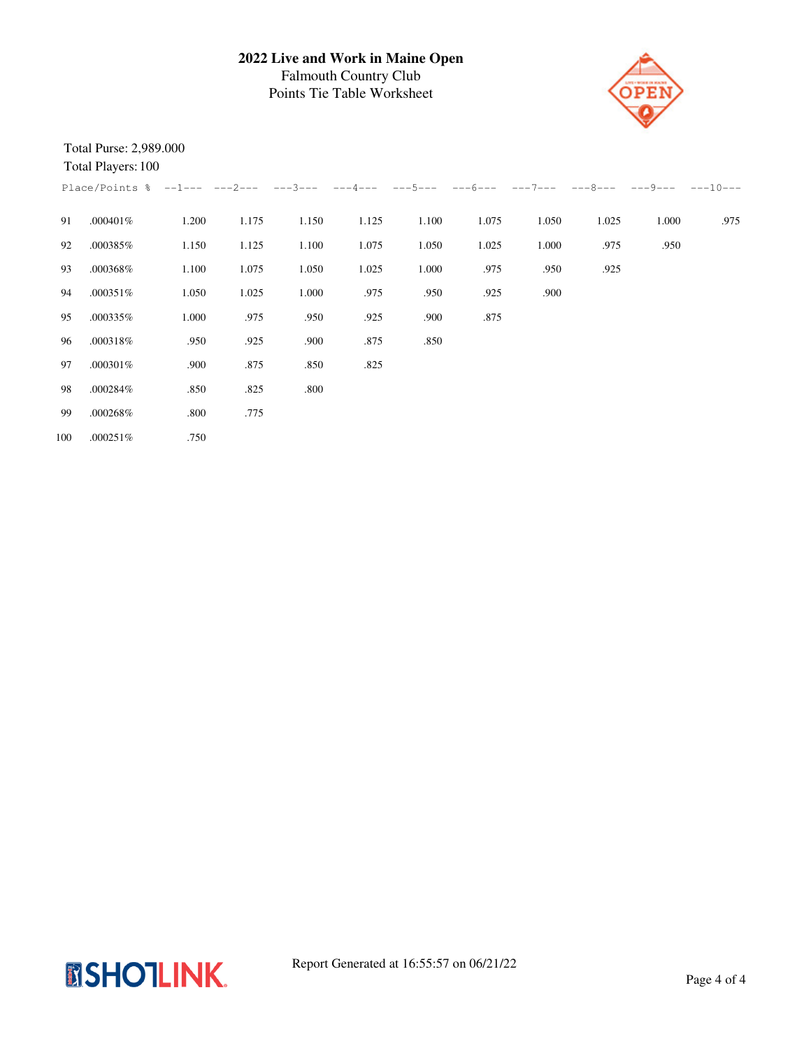**2022 Live and Work in Maine Open**

Falmouth Country Club

Points Tie Table Worksheet

Total Purse: 2,989.000

Total Players: 100

| Place/Points | % | --1--- | ---2--- | ---3--- | ---4--- | ---5--- | ---6--- | ---7--- | ---8--- | ---9--- | ---10--- |
|---|---|---|---|---|---|---|---|---|---|---|---|
| 91 | .000401% | 1.200 | 1.175 | 1.150 | 1.125 | 1.100 | 1.075 | 1.050 | 1.025 | 1.000 | .975 |
| 92 | .000385% | 1.150 | 1.125 | 1.100 | 1.075 | 1.050 | 1.025 | 1.000 | .975 | .950 | |
| 93 | .000368% | 1.100 | 1.075 | 1.050 | 1.025 | 1.000 | .975 | .950 | .925 | | |
| 94 | .000351% | 1.050 | 1.025 | 1.000 | .975 | .950 | .925 | .900 | | | |
| 95 | .000335% | 1.000 | .975 | .950 | .925 | .900 | .875 | | | | |
| 96 | .000318% | .950 | .925 | .900 | .875 | .850 | | | | | |
| 97 | .000301% | .900 | .875 | .850 | .825 | | | | | | |
| 98 | .000284% | .850 | .825 | .800 | | | | | | | |
| 99 | .000268% | .800 | .775 | | | | | | | | |
| 100 | .000251% | .750 | | | | | | | | | |

Report Generated at 16:55:57 on 06/21/22